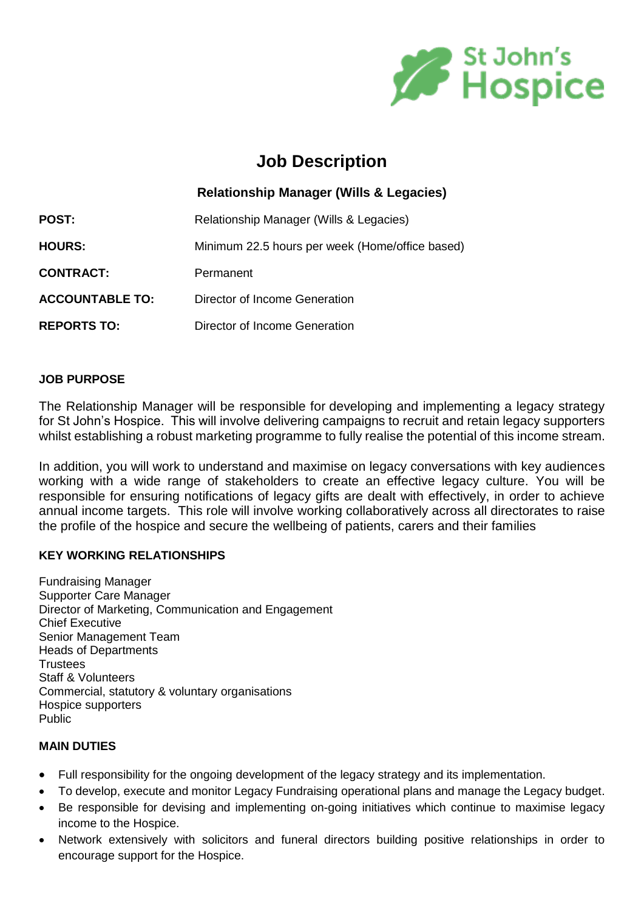St John's Hospice

# Job Description

## Relationship Manager (Wills & Legacies)

| | |
|---|---|
| **POST:** | Relationship Manager (Wills & Legacies) |
| **HOURS:** | Minimum 22.5 hours per week (Home/office based) |
| **CONTRACT:** | Permanent |
| **ACCOUNTABLE TO:** | Director of Income Generation |
| **REPORTS TO:** | Director of Income Generation |

### JOB PURPOSE

The Relationship Manager will be responsible for developing and implementing a legacy strategy for St John's Hospice. This will involve delivering campaigns to recruit and retain legacy supporters whilst establishing a robust marketing programme to fully realise the potential of this income stream.

In addition, you will work to understand and maximise on legacy conversations with key audiences working with a wide range of stakeholders to create an effective legacy culture. You will be responsible for ensuring notifications of legacy gifts are dealt with effectively, in order to achieve annual income targets. This role will involve working collaboratively across all directorates to raise the profile of the hospice and secure the wellbeing of patients, carers and their families

### KEY WORKING RELATIONSHIPS

Fundraising Manager
Supporter Care Manager
Director of Marketing, Communication and Engagement
Chief Executive
Senior Management Team
Heads of Departments
Trustees
Staff & Volunteers
Commercial, statutory & voluntary organisations
Hospice supporters
Public

### MAIN DUTIES

- Full responsibility for the ongoing development of the legacy strategy and its implementation.
- To develop, execute and monitor Legacy Fundraising operational plans and manage the Legacy budget.
- Be responsible for devising and implementing on-going initiatives which continue to maximise legacy income to the Hospice.
- Network extensively with solicitors and funeral directors building positive relationships in order to encourage support for the Hospice.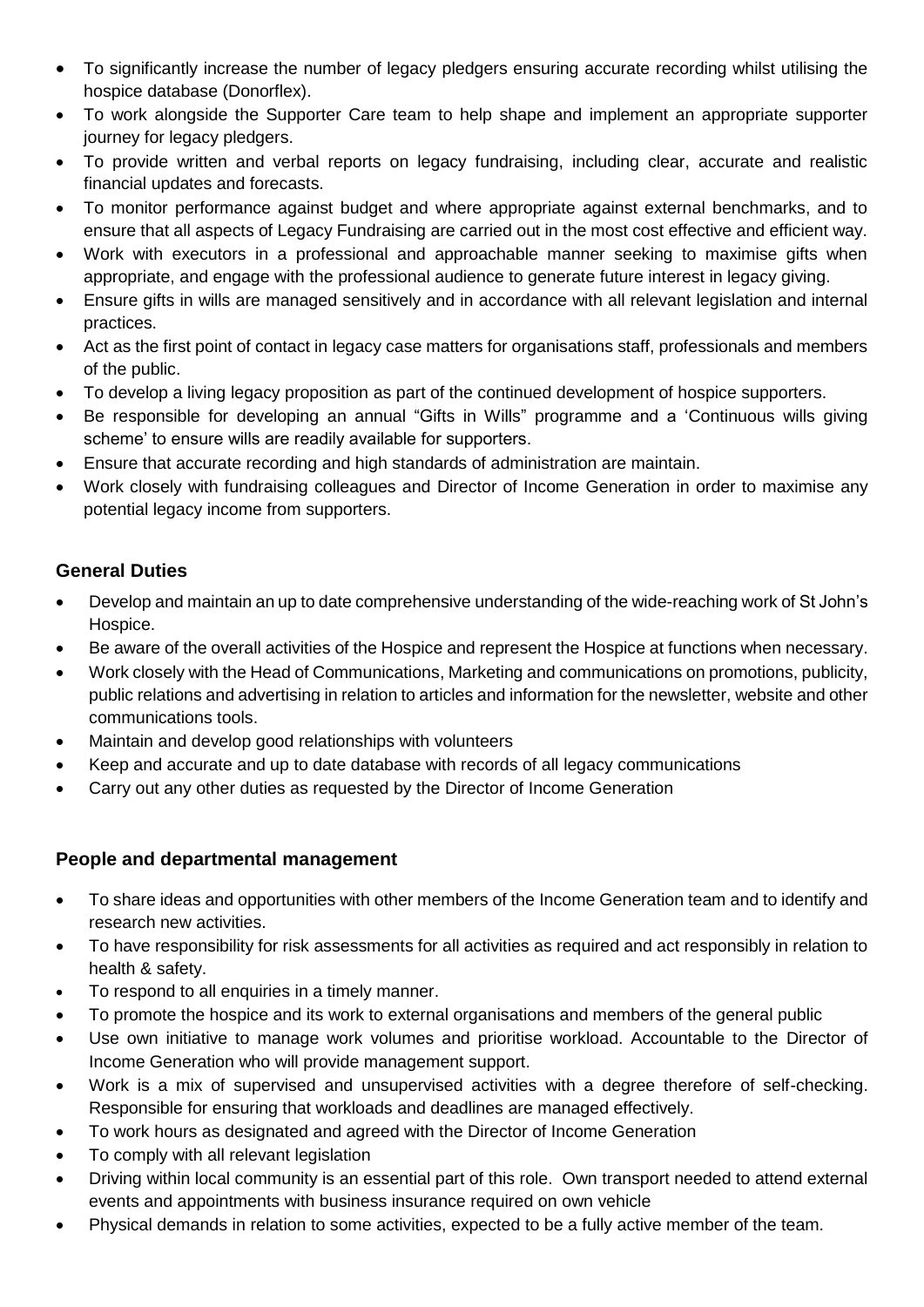- To significantly increase the number of legacy pledgers ensuring accurate recording whilst utilising the hospice database (Donorflex).
- To work alongside the Supporter Care team to help shape and implement an appropriate supporter journey for legacy pledgers.
- To provide written and verbal reports on legacy fundraising, including clear, accurate and realistic financial updates and forecasts.
- To monitor performance against budget and where appropriate against external benchmarks, and to ensure that all aspects of Legacy Fundraising are carried out in the most cost effective and efficient way.
- Work with executors in a professional and approachable manner seeking to maximise gifts when appropriate, and engage with the professional audience to generate future interest in legacy giving.
- Ensure gifts in wills are managed sensitively and in accordance with all relevant legislation and internal practices.
- Act as the first point of contact in legacy case matters for organisations staff, professionals and members of the public.
- To develop a living legacy proposition as part of the continued development of hospice supporters.
- Be responsible for developing an annual "Gifts in Wills" programme and a 'Continuous wills giving scheme' to ensure wills are readily available for supporters.
- Ensure that accurate recording and high standards of administration are maintain.
- Work closely with fundraising colleagues and Director of Income Generation in order to maximise any potential legacy income from supporters.

## General Duties

- Develop and maintain an up to date comprehensive understanding of the wide-reaching work of St John's Hospice.
- Be aware of the overall activities of the Hospice and represent the Hospice at functions when necessary.
- Work closely with the Head of Communications, Marketing and communications on promotions, publicity, public relations and advertising in relation to articles and information for the newsletter, website and other communications tools.
- Maintain and develop good relationships with volunteers
- Keep and accurate and up to date database with records of all legacy communications
- Carry out any other duties as requested by the Director of Income Generation

## People and departmental management

- To share ideas and opportunities with other members of the Income Generation team and to identify and research new activities.
- To have responsibility for risk assessments for all activities as required and act responsibly in relation to health & safety.
- To respond to all enquiries in a timely manner.
- To promote the hospice and its work to external organisations and members of the general public
- Use own initiative to manage work volumes and prioritise workload. Accountable to the Director of Income Generation who will provide management support.
- Work is a mix of supervised and unsupervised activities with a degree therefore of self-checking. Responsible for ensuring that workloads and deadlines are managed effectively.
- To work hours as designated and agreed with the Director of Income Generation
- To comply with all relevant legislation
- Driving within local community is an essential part of this role. Own transport needed to attend external events and appointments with business insurance required on own vehicle
- Physical demands in relation to some activities, expected to be a fully active member of the team.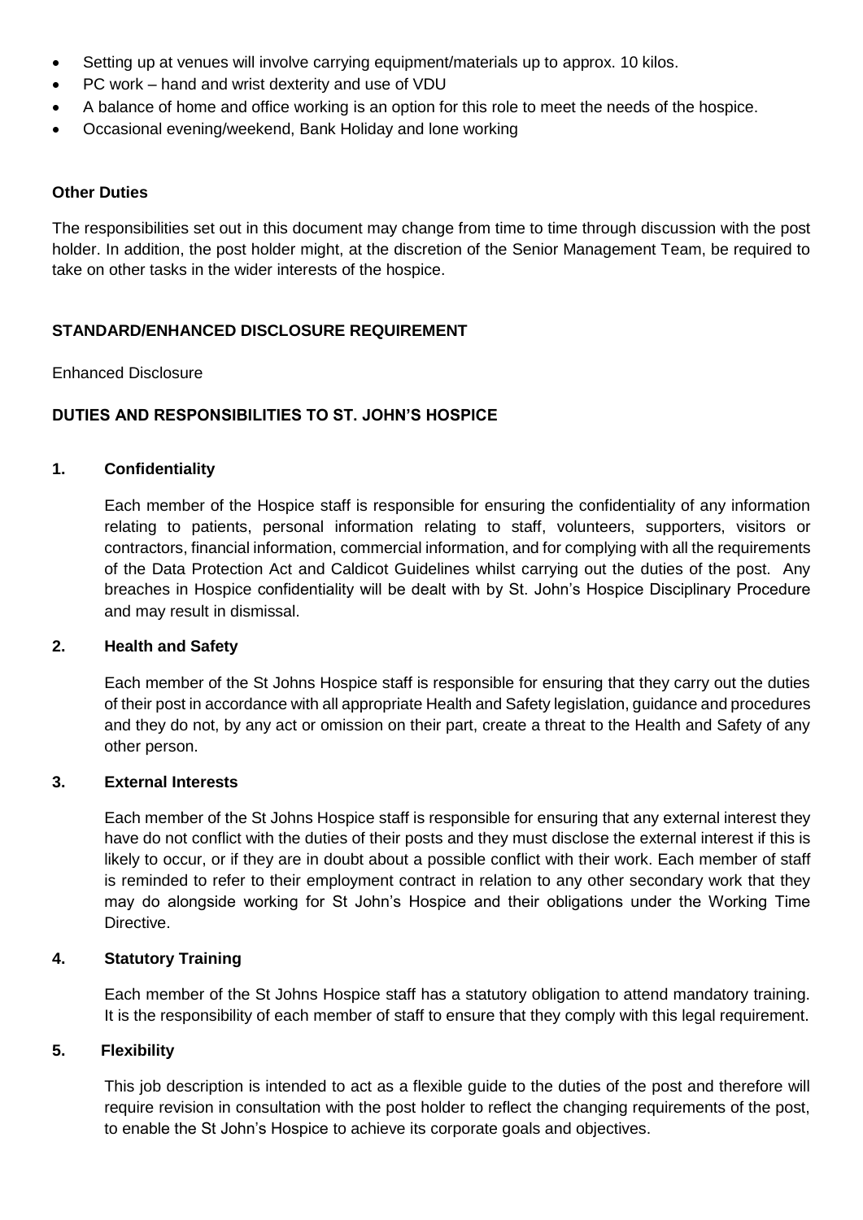- Setting up at venues will involve carrying equipment/materials up to approx. 10 kilos.
- PC work – hand and wrist dexterity and use of VDU
- A balance of home and office working is an option for this role to meet the needs of the hospice.
- Occasional evening/weekend, Bank Holiday and lone working

**Other Duties**

The responsibilities set out in this document may change from time to time through discussion with the post holder. In addition, the post holder might, at the discretion of the Senior Management Team, be required to take on other tasks in the wider interests of the hospice.

**STANDARD/ENHANCED DISCLOSURE REQUIREMENT**

Enhanced Disclosure

**DUTIES AND RESPONSIBILITIES TO ST. JOHN'S HOSPICE**

**1. Confidentiality**

Each member of the Hospice staff is responsible for ensuring the confidentiality of any information relating to patients, personal information relating to staff, volunteers, supporters, visitors or contractors, financial information, commercial information, and for complying with all the requirements of the Data Protection Act and Caldicot Guidelines whilst carrying out the duties of the post. Any breaches in Hospice confidentiality will be dealt with by St. John's Hospice Disciplinary Procedure and may result in dismissal.

**2. Health and Safety**

Each member of the St Johns Hospice staff is responsible for ensuring that they carry out the duties of their post in accordance with all appropriate Health and Safety legislation, guidance and procedures and they do not, by any act or omission on their part, create a threat to the Health and Safety of any other person.

**3. External Interests**

Each member of the St Johns Hospice staff is responsible for ensuring that any external interest they have do not conflict with the duties of their posts and they must disclose the external interest if this is likely to occur, or if they are in doubt about a possible conflict with their work. Each member of staff is reminded to refer to their employment contract in relation to any other secondary work that they may do alongside working for St John's Hospice and their obligations under the Working Time Directive.

**4. Statutory Training**

Each member of the St Johns Hospice staff has a statutory obligation to attend mandatory training. It is the responsibility of each member of staff to ensure that they comply with this legal requirement.

**5. Flexibility**

This job description is intended to act as a flexible guide to the duties of the post and therefore will require revision in consultation with the post holder to reflect the changing requirements of the post, to enable the St John's Hospice to achieve its corporate goals and objectives.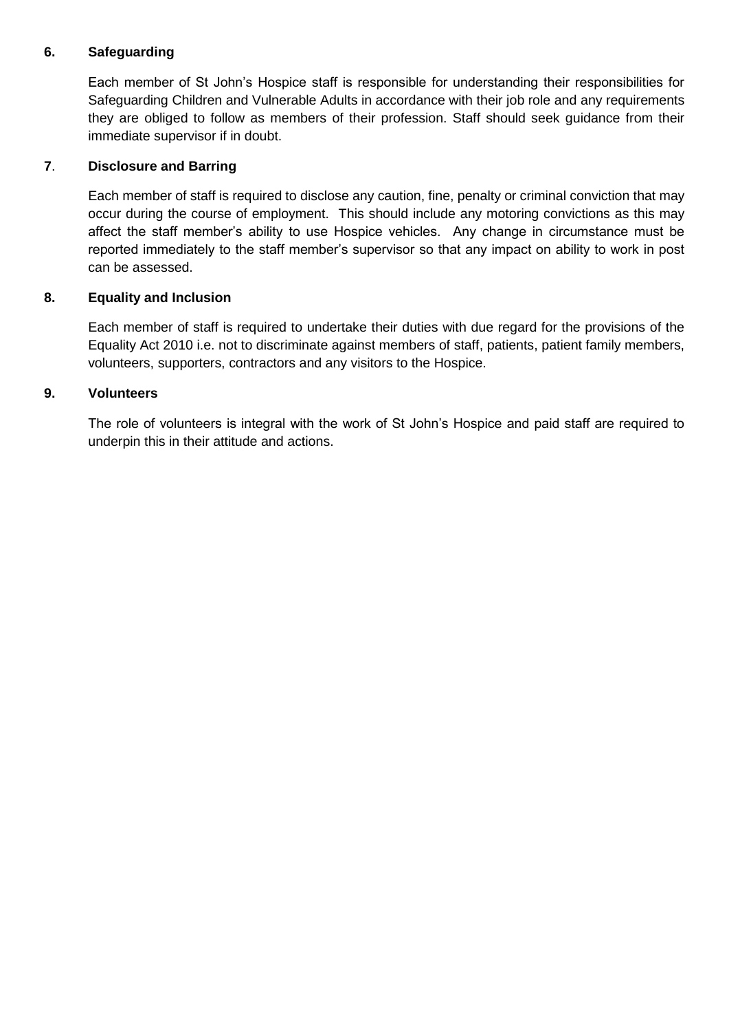**6. Safeguarding**

Each member of St John's Hospice staff is responsible for understanding their responsibilities for Safeguarding Children and Vulnerable Adults in accordance with their job role and any requirements they are obliged to follow as members of their profession. Staff should seek guidance from their immediate supervisor if in doubt.

**7. Disclosure and Barring**

Each member of staff is required to disclose any caution, fine, penalty or criminal conviction that may occur during the course of employment. This should include any motoring convictions as this may affect the staff member's ability to use Hospice vehicles. Any change in circumstance must be reported immediately to the staff member's supervisor so that any impact on ability to work in post can be assessed.

**8. Equality and Inclusion**

Each member of staff is required to undertake their duties with due regard for the provisions of the Equality Act 2010 i.e. not to discriminate against members of staff, patients, patient family members, volunteers, supporters, contractors and any visitors to the Hospice.

**9. Volunteers**

The role of volunteers is integral with the work of St John's Hospice and paid staff are required to underpin this in their attitude and actions.